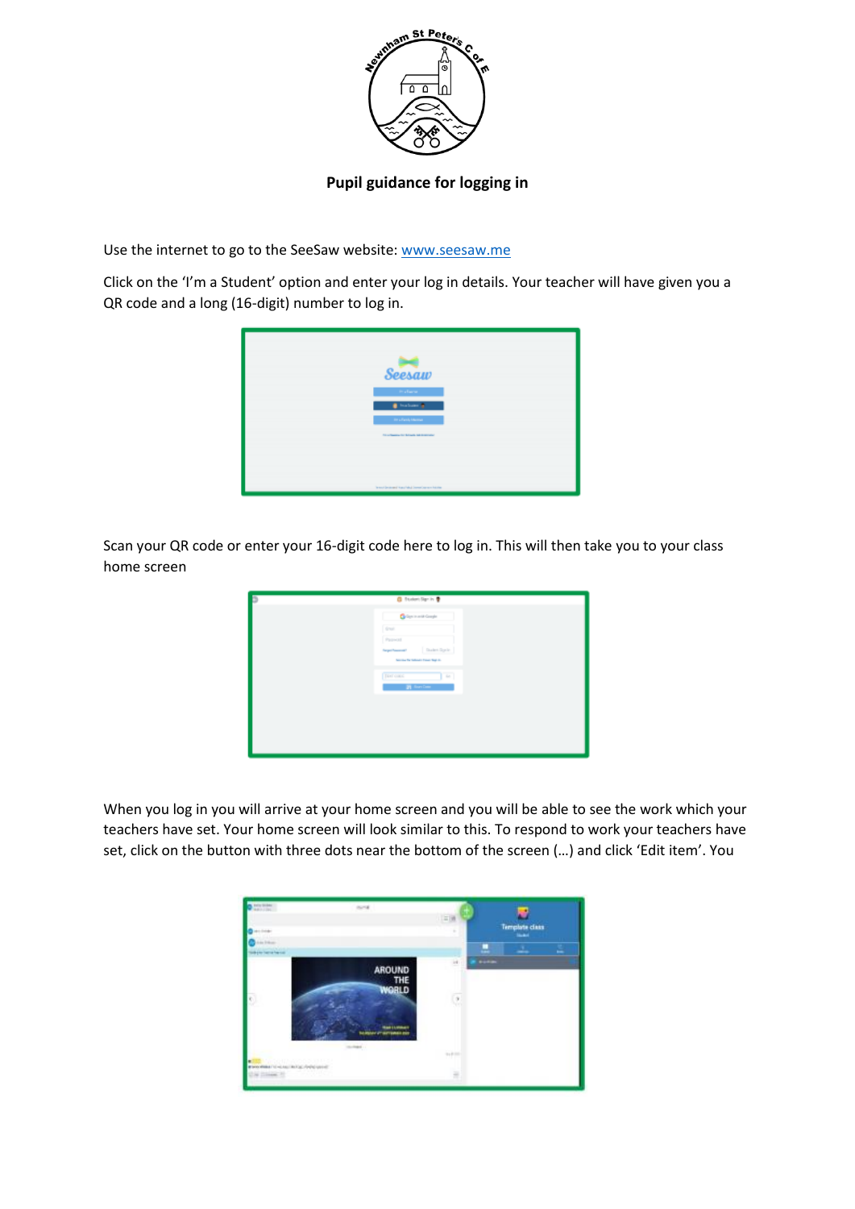**Pupil guidance for logging in**

Use the internet to go to the SeeSaw website: [www.seesaw.me](http://www.seesaw.me)

Click on the 'I'm a Student' option and enter your log in details. Your teacher will have given you a QR code and a long (16-digit) number to log in.

Scan your QR code or enter your 16-digit code here to log in. This will then take you to your class home screen

When you log in you will arrive at your home screen and you will be able to see the work which your teachers have set. Your home screen will look similar to this. To respond to work your teachers have set, click on the button with three dots near the bottom of the screen (…) and click 'Edit item'. You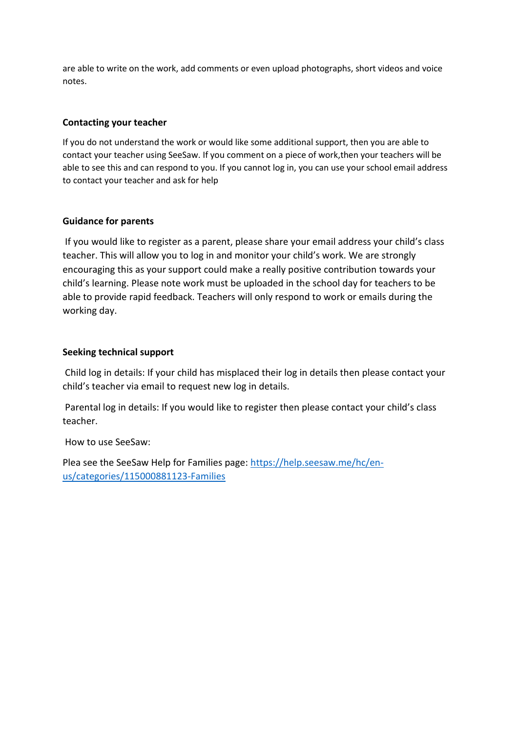are able to write on the work, add comments or even upload photographs, short videos and voice notes.

**Contacting your teacher**

If you do not understand the work or would like some additional support, then you are able to contact your teacher using SeeSaw. If you comment on a piece of work,then your teachers will be able to see this and can respond to you. If you cannot log in, you can use your school email address to contact your teacher and ask for help

**Guidance for parents**

If you would like to register as a parent, please share your email address your child's class teacher. This will allow you to log in and monitor your child's work. We are strongly encouraging this as your support could make a really positive contribution towards your child's learning. Please note work must be uploaded in the school day for teachers to be able to provide rapid feedback. Teachers will only respond to work or emails during the working day.

**Seeking technical support**

Child log in details: If your child has misplaced their log in details then please contact your child's teacher via email to request new log in details.

Parental log in details: If you would like to register then please contact your child's class teacher.

How to use SeeSaw:

Plea see the SeeSaw Help for Families page: [https://help.seesaw.me/hc/en-us/categories/115000881123-Families](https://help.seesaw.me/hc/en-us/categories/115000881123-Families)